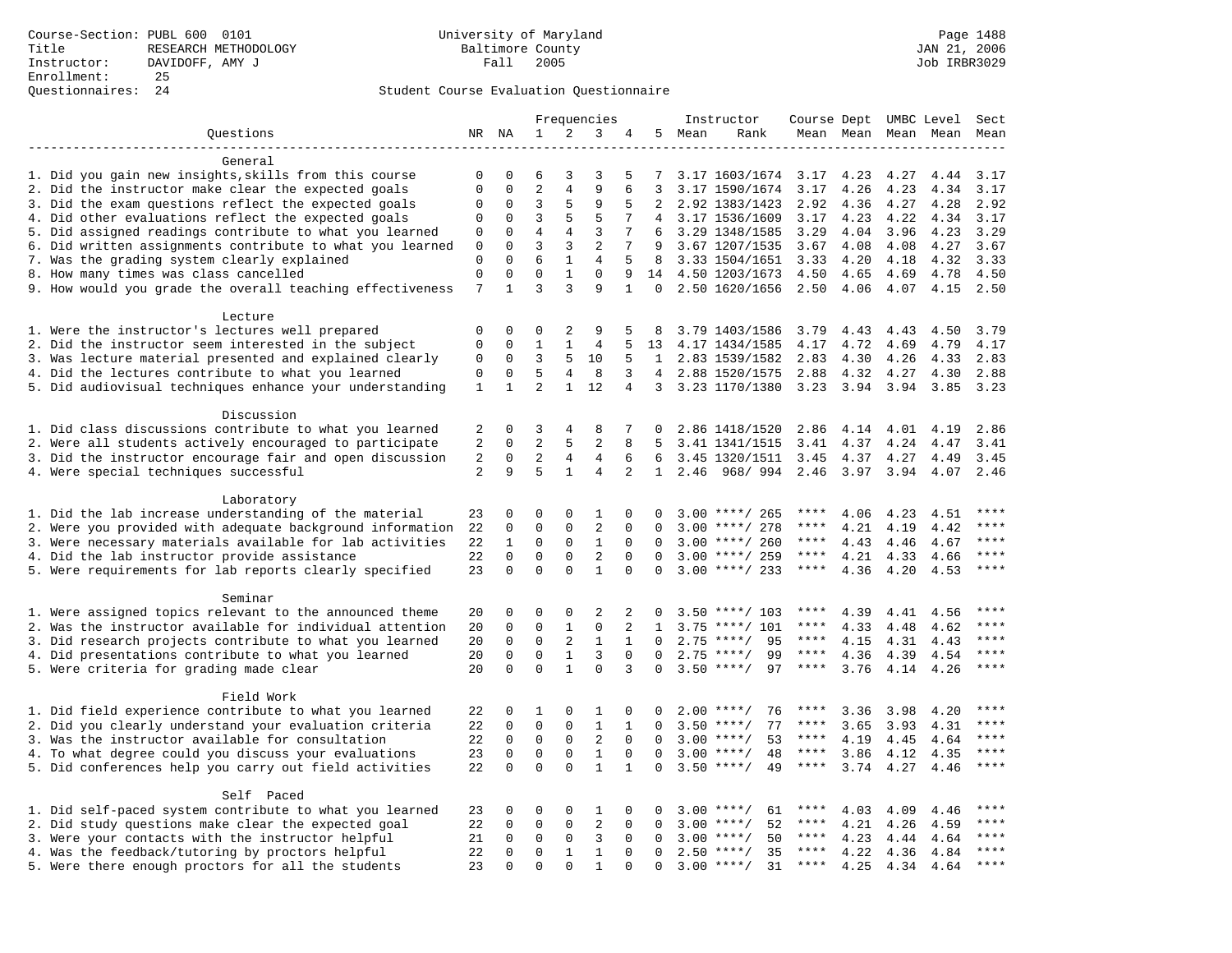Course-Section: PUBL 600 0101
Title: RESEARCH METHODOLOGY
Instructor: DAVIDOFF, AMY J
Enrollment: 25
Questionnaires: 24

University of Maryland
Baltimore County
Fall 2005

JAN 21, 2006
Job IRBR3029

## Student Course Evaluation Questionnaire

| Questions | NR | NA | 1 | 2 | 3 | 4 | 5 | Instructor Mean | Rank | Course Mean | Dept Mean | UMBC Mean | Level Mean | Sect Mean |
|---|---|---|---|---|---|---|---|---|---|---|---|---|---|---|
| **General** | | | | | | | | | | | | | | |
| 1. Did you gain new insights,skills from this course | 0 | 0 | 6 | 3 | 3 | 5 | 7 | 3.17 | 1603/1674 | 3.17 | 4.23 | 4.27 | 4.44 | 3.17 |
| 2. Did the instructor make clear the expected goals | 0 | 0 | 2 | 4 | 9 | 6 | 3 | 3.17 | 1590/1674 | 3.17 | 4.26 | 4.23 | 4.34 | 3.17 |
| 3. Did the exam questions reflect the expected goals | 0 | 0 | 3 | 5 | 9 | 5 | 2 | 2.92 | 1383/1423 | 2.92 | 4.36 | 4.27 | 4.28 | 2.92 |
| 4. Did other evaluations reflect the expected goals | 0 | 0 | 3 | 5 | 5 | 7 | 4 | 3.17 | 1536/1609 | 3.17 | 4.23 | 4.22 | 4.34 | 3.17 |
| 5. Did assigned readings contribute to what you learned | 0 | 0 | 4 | 4 | 3 | 7 | 6 | 3.29 | 1348/1585 | 3.29 | 4.04 | 3.96 | 4.23 | 3.29 |
| 6. Did written assignments contribute to what you learned | 0 | 0 | 3 | 3 | 2 | 7 | 9 | 3.67 | 1207/1535 | 3.67 | 4.08 | 4.08 | 4.27 | 3.67 |
| 7. Was the grading system clearly explained | 0 | 0 | 6 | 1 | 4 | 5 | 8 | 3.33 | 1504/1651 | 3.33 | 4.20 | 4.18 | 4.32 | 3.33 |
| 8. How many times was class cancelled | 0 | 0 | 0 | 1 | 0 | 9 | 14 | 4.50 | 1203/1673 | 4.50 | 4.65 | 4.69 | 4.78 | 4.50 |
| 9. How would you grade the overall teaching effectiveness | 7 | 1 | 3 | 3 | 9 | 1 | 0 | 2.50 | 1620/1656 | 2.50 | 4.06 | 4.07 | 4.15 | 2.50 |
| **Lecture** | | | | | | | | | | | | | | |
| 1. Were the instructor's lectures well prepared | 0 | 0 | 0 | 2 | 9 | 5 | 8 | 3.79 | 1403/1586 | 3.79 | 4.43 | 4.43 | 4.50 | 3.79 |
| 2. Did the instructor seem interested in the subject | 0 | 0 | 1 | 1 | 4 | 5 | 13 | 4.17 | 1434/1585 | 4.17 | 4.72 | 4.69 | 4.79 | 4.17 |
| 3. Was lecture material presented and explained clearly | 0 | 0 | 3 | 5 | 10 | 5 | 1 | 2.83 | 1539/1582 | 2.83 | 4.30 | 4.26 | 4.33 | 2.83 |
| 4. Did the lectures contribute to what you learned | 0 | 0 | 5 | 4 | 8 | 3 | 4 | 2.88 | 1520/1575 | 2.88 | 4.32 | 4.27 | 4.30 | 2.88 |
| 5. Did audiovisual techniques enhance your understanding | 1 | 1 | 2 | 1 | 12 | 4 | 3 | 3.23 | 1170/1380 | 3.23 | 3.94 | 3.94 | 3.85 | 3.23 |
| **Discussion** | | | | | | | | | | | | | | |
| 1. Did class discussions contribute to what you learned | 2 | 0 | 3 | 4 | 8 | 7 | 0 | 2.86 | 1418/1520 | 2.86 | 4.14 | 4.01 | 4.19 | 2.86 |
| 2. Were all students actively encouraged to participate | 2 | 0 | 2 | 5 | 2 | 8 | 5 | 3.41 | 1341/1515 | 3.41 | 4.37 | 4.24 | 4.47 | 3.41 |
| 3. Did the instructor encourage fair and open discussion | 2 | 0 | 2 | 4 | 4 | 6 | 6 | 3.45 | 1320/1511 | 3.45 | 4.37 | 4.27 | 4.49 | 3.45 |
| 4. Were special techniques successful | 2 | 9 | 5 | 1 | 4 | 2 | 1 | 2.46 | 968/ 994 | 2.46 | 3.97 | 3.94 | 4.07 | 2.46 |
| **Laboratory** | | | | | | | | | | | | | | |
| 1. Did the lab increase understanding of the material | 23 | 0 | 0 | 0 | 1 | 0 | 0 | 3.00 | ****/ 265 | **** | 4.06 | 4.23 | 4.51 | **** |
| 2. Were you provided with adequate background information | 22 | 0 | 0 | 0 | 2 | 0 | 0 | 3.00 | ****/ 278 | **** | 4.21 | 4.19 | 4.42 | **** |
| 3. Were necessary materials available for lab activities | 22 | 1 | 0 | 0 | 1 | 0 | 0 | 3.00 | ****/ 260 | **** | 4.43 | 4.46 | 4.67 | **** |
| 4. Did the lab instructor provide assistance | 22 | 0 | 0 | 0 | 2 | 0 | 0 | 3.00 | ****/ 259 | **** | 4.21 | 4.33 | 4.66 | **** |
| 5. Were requirements for lab reports clearly specified | 23 | 0 | 0 | 0 | 1 | 0 | 0 | 3.00 | ****/ 233 | **** | 4.36 | 4.20 | 4.53 | **** |
| **Seminar** | | | | | | | | | | | | | | |
| 1. Were assigned topics relevant to the announced theme | 20 | 0 | 0 | 0 | 2 | 2 | 0 | 3.50 | ****/ 103 | **** | 4.39 | 4.41 | 4.56 | **** |
| 2. Was the instructor available for individual attention | 20 | 0 | 0 | 1 | 0 | 2 | 1 | 3.75 | ****/ 101 | **** | 4.33 | 4.48 | 4.62 | **** |
| 3. Did research projects contribute to what you learned | 20 | 0 | 0 | 2 | 1 | 1 | 0 | 2.75 | ****/ 95 | **** | 4.15 | 4.31 | 4.43 | **** |
| 4. Did presentations contribute to what you learned | 20 | 0 | 0 | 1 | 3 | 0 | 0 | 2.75 | ****/ 99 | **** | 4.36 | 4.39 | 4.54 | **** |
| 5. Were criteria for grading made clear | 20 | 0 | 0 | 1 | 0 | 3 | 0 | 3.50 | ****/ 97 | **** | 3.76 | 4.14 | 4.26 | **** |
| **Field Work** | | | | | | | | | | | | | | |
| 1. Did field experience contribute to what you learned | 22 | 0 | 1 | 0 | 1 | 0 | 0 | 2.00 | ****/ 76 | **** | 3.36 | 3.98 | 4.20 | **** |
| 2. Did you clearly understand your evaluation criteria | 22 | 0 | 0 | 0 | 1 | 1 | 0 | 3.50 | ****/ 77 | **** | 3.65 | 3.93 | 4.31 | **** |
| 3. Was the instructor available for consultation | 22 | 0 | 0 | 0 | 2 | 0 | 0 | 3.00 | ****/ 53 | **** | 4.19 | 4.45 | 4.64 | **** |
| 4. To what degree could you discuss your evaluations | 23 | 0 | 0 | 0 | 1 | 0 | 0 | 3.00 | ****/ 48 | **** | 3.86 | 4.12 | 4.35 | **** |
| 5. Did conferences help you carry out field activities | 22 | 0 | 0 | 0 | 1 | 1 | 0 | 3.50 | ****/ 49 | **** | 3.74 | 4.27 | 4.46 | **** |
| **Self Paced** | | | | | | | | | | | | | | |
| 1. Did self-paced system contribute to what you learned | 23 | 0 | 0 | 0 | 1 | 0 | 0 | 3.00 | ****/ 61 | **** | 4.03 | 4.09 | 4.46 | **** |
| 2. Did study questions make clear the expected goal | 22 | 0 | 0 | 0 | 2 | 0 | 0 | 3.00 | ****/ 52 | **** | 4.21 | 4.26 | 4.59 | **** |
| 3. Were your contacts with the instructor helpful | 21 | 0 | 0 | 0 | 3 | 0 | 0 | 3.00 | ****/ 50 | **** | 4.23 | 4.44 | 4.64 | **** |
| 4. Was the feedback/tutoring by proctors helpful | 22 | 0 | 0 | 1 | 1 | 0 | 0 | 2.50 | ****/ 35 | **** | 4.22 | 4.36 | 4.84 | **** |
| 5. Were there enough proctors for all the students | 23 | 0 | 0 | 0 | 1 | 0 | 0 | 3.00 | ****/ 31 | **** | 4.25 | 4.34 | 4.64 | **** |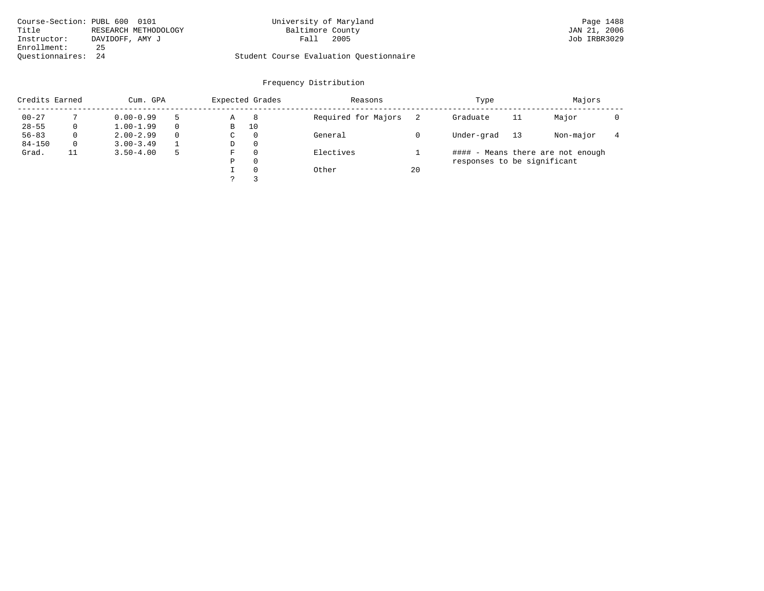Course-Section: PUBL 600 0101
Title: RESEARCH METHODOLOGY
Instructor: DAVIDOFF, AMY J
Enrollment: 25
Questionnaires: 24

University of Maryland
Baltimore County
Fall 2005

Student Course Evaluation Questionnaire

Page 1488
JAN 21, 2006
Job IRBR3029

## Frequency Distribution

| Credits Earned | | Cum. GPA | | Expected Grades | | Reasons | | Type | | Majors | |
|---|---|---|---|---|---|---|---|---|---|---|---|
| 00-27 | 7 | 0.00-0.99 | 5 | A | 8 | Required for Majors | 2 | Graduate | 11 | Major | 0 |
| 28-55 | 0 | 1.00-1.99 | 0 | B | 10 | | | | | | |
| 56-83 | 0 | 2.00-2.99 | 0 | C | 0 | General | 0 | Under-grad | 13 | Non-major | 4 |
| 84-150 | 0 | 3.00-3.49 | 1 | D | 0 | | | | | | |
| Grad. | 11 | 3.50-4.00 | 5 | F | 0 | Electives | 1 | | | | |
| | | | | P | 0 | | | | | | |
| | | | | I | 0 | Other | 20 | | | | |
| | | | | ? | 3 | | | | | | |

#### - Means there are not enough responses to be significant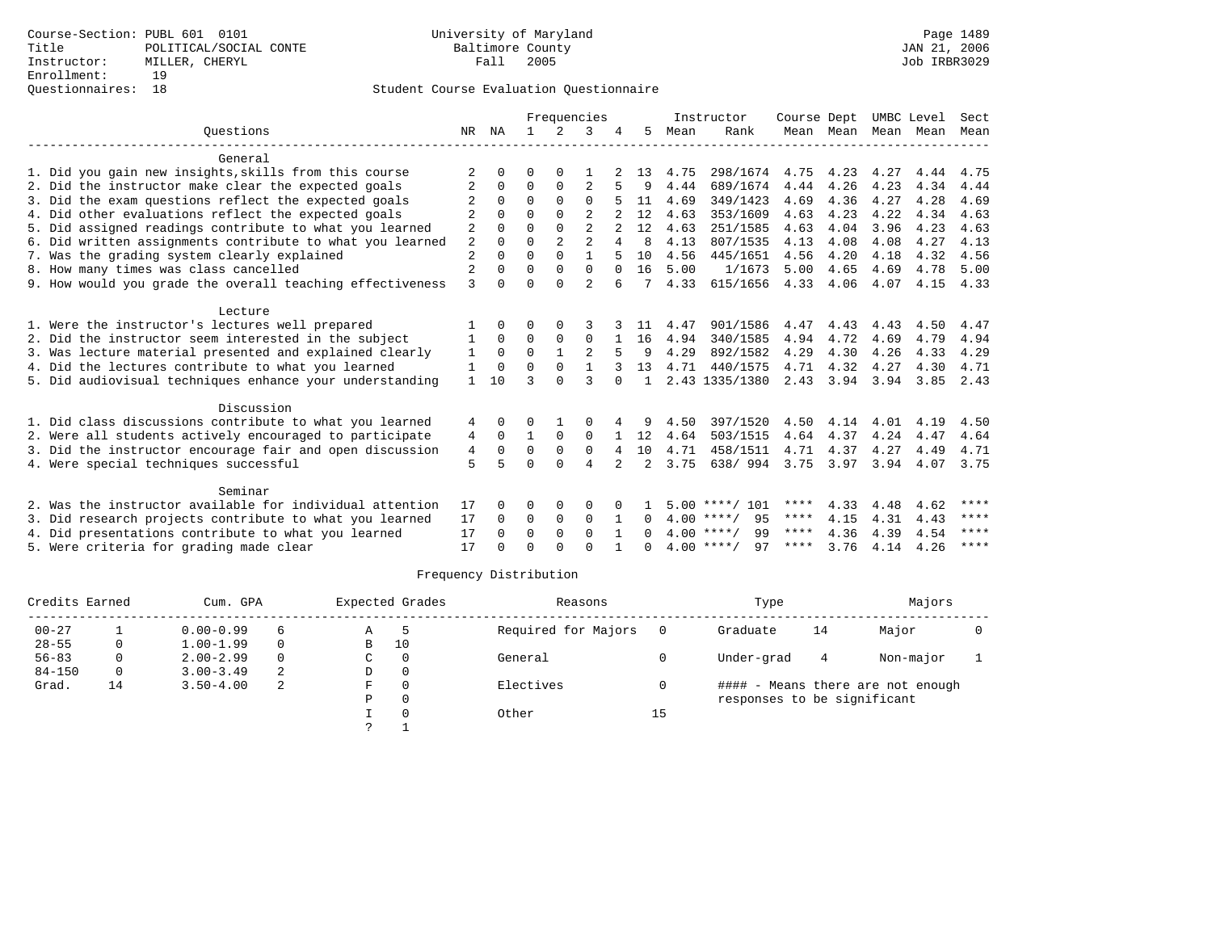Course-Section: PUBL 601 0101
Title: POLITICAL/SOCIAL CONTE
Instructor: MILLER, CHERYL
Enrollment: 19
Questionnaires: 18

University of Maryland
Baltimore County
Fall 2005

Page 1489
JAN 21, 2006
Job IRBR3029

## Student Course Evaluation Questionnaire

| Questions | NR | NA | 1 | 2 | 3 | 4 | 5 | Instructor Mean | Instructor Rank | Course Mean | Dept Mean | UMBC Mean | Level Mean | Sect Mean |
|---|---|---|---|---|---|---|---|---|---|---|---|---|---|---|
| **General** | | | | | | | | | | | | | | |
| 1. Did you gain new insights,skills from this course | 2 | 0 | 0 | 0 | 1 | 2 | 13 | 4.75 | 298/1674 | 4.75 | 4.23 | 4.27 | 4.44 | 4.75 |
| 2. Did the instructor make clear the expected goals | 2 | 0 | 0 | 0 | 2 | 5 | 9 | 4.44 | 689/1674 | 4.44 | 4.26 | 4.23 | 4.34 | 4.44 |
| 3. Did the exam questions reflect the expected goals | 2 | 0 | 0 | 0 | 0 | 5 | 11 | 4.69 | 349/1423 | 4.69 | 4.36 | 4.27 | 4.28 | 4.69 |
| 4. Did other evaluations reflect the expected goals | 2 | 0 | 0 | 0 | 2 | 2 | 12 | 4.63 | 353/1609 | 4.63 | 4.23 | 4.22 | 4.34 | 4.63 |
| 5. Did assigned readings contribute to what you learned | 2 | 0 | 0 | 0 | 2 | 2 | 12 | 4.63 | 251/1585 | 4.63 | 4.04 | 3.96 | 4.23 | 4.63 |
| 6. Did written assignments contribute to what you learned | 2 | 0 | 0 | 2 | 2 | 4 | 8 | 4.13 | 807/1535 | 4.13 | 4.08 | 4.08 | 4.27 | 4.13 |
| 7. Was the grading system clearly explained | 2 | 0 | 0 | 0 | 1 | 5 | 10 | 4.56 | 445/1651 | 4.56 | 4.20 | 4.18 | 4.32 | 4.56 |
| 8. How many times was class cancelled | 2 | 0 | 0 | 0 | 0 | 0 | 16 | 5.00 | 1/1673 | 5.00 | 4.65 | 4.69 | 4.78 | 5.00 |
| 9. How would you grade the overall teaching effectiveness | 3 | 0 | 0 | 0 | 2 | 6 | 7 | 4.33 | 615/1656 | 4.33 | 4.06 | 4.07 | 4.15 | 4.33 |
| **Lecture** | | | | | | | | | | | | | | |
| 1. Were the instructor's lectures well prepared | 1 | 0 | 0 | 0 | 3 | 3 | 11 | 4.47 | 901/1586 | 4.47 | 4.43 | 4.43 | 4.50 | 4.47 |
| 2. Did the instructor seem interested in the subject | 1 | 0 | 0 | 0 | 0 | 1 | 16 | 4.94 | 340/1585 | 4.94 | 4.72 | 4.69 | 4.79 | 4.94 |
| 3. Was lecture material presented and explained clearly | 1 | 0 | 0 | 1 | 2 | 5 | 9 | 4.29 | 892/1582 | 4.29 | 4.30 | 4.26 | 4.33 | 4.29 |
| 4. Did the lectures contribute to what you learned | 1 | 0 | 0 | 0 | 1 | 3 | 13 | 4.71 | 440/1575 | 4.71 | 4.32 | 4.27 | 4.30 | 4.71 |
| 5. Did audiovisual techniques enhance your understanding | 1 | 10 | 3 | 0 | 3 | 0 | 1 | 2.43 | 1335/1380 | 2.43 | 3.94 | 3.94 | 3.85 | 2.43 |
| **Discussion** | | | | | | | | | | | | | | |
| 1. Did class discussions contribute to what you learned | 4 | 0 | 0 | 1 | 0 | 4 | 9 | 4.50 | 397/1520 | 4.50 | 4.14 | 4.01 | 4.19 | 4.50 |
| 2. Were all students actively encouraged to participate | 4 | 0 | 1 | 0 | 0 | 1 | 12 | 4.64 | 503/1515 | 4.64 | 4.37 | 4.24 | 4.47 | 4.64 |
| 3. Did the instructor encourage fair and open discussion | 4 | 0 | 0 | 0 | 0 | 4 | 10 | 4.71 | 458/1511 | 4.71 | 4.37 | 4.27 | 4.49 | 4.71 |
| 4. Were special techniques successful | 5 | 5 | 0 | 0 | 4 | 2 | 2 | 3.75 | 638/ 994 | 3.75 | 3.97 | 3.94 | 4.07 | 3.75 |
| **Seminar** | | | | | | | | | | | | | | |
| 2. Was the instructor available for individual attention | 17 | 0 | 0 | 0 | 0 | 0 | 1 | 5.00 | ****/ 101 | **** | 4.33 | 4.48 | 4.62 | **** |
| 3. Did research projects contribute to what you learned | 17 | 0 | 0 | 0 | 0 | 1 | 0 | 4.00 | ****/ 95 | **** | 4.15 | 4.31 | 4.43 | **** |
| 4. Did presentations contribute to what you learned | 17 | 0 | 0 | 0 | 0 | 1 | 0 | 4.00 | ****/ 99 | **** | 4.36 | 4.39 | 4.54 | **** |
| 5. Were criteria for grading made clear | 17 | 0 | 0 | 0 | 0 | 1 | 0 | 4.00 | ****/ 97 | **** | 3.76 | 4.14 | 4.26 | **** |

### Frequency Distribution

| Credits Earned | | Cum. GPA | | Expected Grades | | Reasons | | Type | | Majors | |
|---|---|---|---|---|---|---|---|---|---|---|---|
| 00-27 | 1 | 0.00-0.99 | 6 | A | 5 | Required for Majors | 0 | Graduate | 14 | Major | 0 |
| 28-55 | 0 | 1.00-1.99 | 0 | B | 10 | | | | | | |
| 56-83 | 0 | 2.00-2.99 | 0 | C | 0 | General | 0 | Under-grad | 4 | Non-major | 1 |
| 84-150 | 0 | 3.00-3.49 | 2 | D | 0 | | | | | | |
| Grad. | 14 | 3.50-4.00 | 2 | F | 0 | Electives | 0 | #### - Means there are not enough responses to be significant | | | |
| | | | | P | 0 | | | | | | |
| | | | | I | 0 | Other | 15 | | | | |
| | | | | ? | 1 | | | | | | |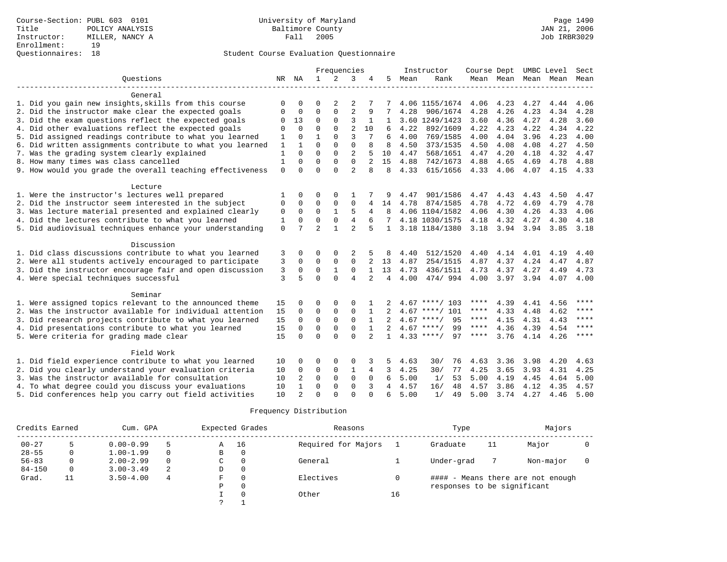Course-Section: PUBL 603 0101
Title: POLICY ANALYSIS
Instructor: MILLER, NANCY A
Enrollment: 19
Questionnaires: 18

University of Maryland
Baltimore County
Fall 2005

Page 1490
JAN 21, 2006
Job IRBR3029

## Student Course Evaluation Questionnaire

| Questions | NR | NA | 1 | 2 | 3 | 4 | 5 | Instructor Mean | Instructor Rank | Course Mean | Dept Mean | UMBC Mean | Level Mean | Sect Mean |
|---|---|---|---|---|---|---|---|---|---|---|---|---|---|---|
| **General** | | | | | | | | | | | | | | |
| 1. Did you gain new insights,skills from this course | 0 | 0 | 0 | 2 | 2 | 7 | 7 | 4.06 | 1155/1674 | 4.06 | 4.23 | 4.27 | 4.44 | 4.06 |
| 2. Did the instructor make clear the expected goals | 0 | 0 | 0 | 0 | 2 | 9 | 7 | 4.28 | 906/1674 | 4.28 | 4.26 | 4.23 | 4.34 | 4.28 |
| 3. Did the exam questions reflect the expected goals | 0 | 13 | 0 | 0 | 3 | 1 | 1 | 3.60 | 1249/1423 | 3.60 | 4.36 | 4.27 | 4.28 | 3.60 |
| 4. Did other evaluations reflect the expected goals | 0 | 0 | 0 | 0 | 2 | 10 | 6 | 4.22 | 892/1609 | 4.22 | 4.23 | 4.22 | 4.34 | 4.22 |
| 5. Did assigned readings contribute to what you learned | 1 | 0 | 1 | 0 | 3 | 7 | 6 | 4.00 | 769/1585 | 4.00 | 4.04 | 3.96 | 4.23 | 4.00 |
| 6. Did written assignments contribute to what you learned | 1 | 1 | 0 | 0 | 0 | 8 | 8 | 4.50 | 373/1535 | 4.50 | 4.08 | 4.08 | 4.27 | 4.50 |
| 7. Was the grading system clearly explained | 1 | 0 | 0 | 0 | 2 | 5 | 10 | 4.47 | 568/1651 | 4.47 | 4.20 | 4.18 | 4.32 | 4.47 |
| 8. How many times was class cancelled | 1 | 0 | 0 | 0 | 0 | 2 | 15 | 4.88 | 742/1673 | 4.88 | 4.65 | 4.69 | 4.78 | 4.88 |
| 9. How would you grade the overall teaching effectiveness | 0 | 0 | 0 | 0 | 2 | 8 | 8 | 4.33 | 615/1656 | 4.33 | 4.06 | 4.07 | 4.15 | 4.33 |
| **Lecture** | | | | | | | | | | | | | | |
| 1. Were the instructor's lectures well prepared | 1 | 0 | 0 | 0 | 1 | 7 | 9 | 4.47 | 901/1586 | 4.47 | 4.43 | 4.43 | 4.50 | 4.47 |
| 2. Did the instructor seem interested in the subject | 0 | 0 | 0 | 0 | 0 | 4 | 14 | 4.78 | 874/1585 | 4.78 | 4.72 | 4.69 | 4.79 | 4.78 |
| 3. Was lecture material presented and explained clearly | 0 | 0 | 0 | 1 | 5 | 4 | 8 | 4.06 | 1104/1582 | 4.06 | 4.30 | 4.26 | 4.33 | 4.06 |
| 4. Did the lectures contribute to what you learned | 1 | 0 | 0 | 0 | 4 | 6 | 7 | 4.18 | 1030/1575 | 4.18 | 4.32 | 4.27 | 4.30 | 4.18 |
| 5. Did audiovisual techniques enhance your understanding | 0 | 7 | 2 | 1 | 2 | 5 | 1 | 3.18 | 1184/1380 | 3.18 | 3.94 | 3.94 | 3.85 | 3.18 |
| **Discussion** | | | | | | | | | | | | | | |
| 1. Did class discussions contribute to what you learned | 3 | 0 | 0 | 0 | 2 | 5 | 8 | 4.40 | 512/1520 | 4.40 | 4.14 | 4.01 | 4.19 | 4.40 |
| 2. Were all students actively encouraged to participate | 3 | 0 | 0 | 0 | 0 | 2 | 13 | 4.87 | 254/1515 | 4.87 | 4.37 | 4.24 | 4.47 | 4.87 |
| 3. Did the instructor encourage fair and open discussion | 3 | 0 | 0 | 1 | 0 | 1 | 13 | 4.73 | 436/1511 | 4.73 | 4.37 | 4.27 | 4.49 | 4.73 |
| 4. Were special techniques successful | 3 | 5 | 0 | 0 | 4 | 2 | 4 | 4.00 | 474/ 994 | 4.00 | 3.97 | 3.94 | 4.07 | 4.00 |
| **Seminar** | | | | | | | | | | | | | | |
| 1. Were assigned topics relevant to the announced theme | 15 | 0 | 0 | 0 | 0 | 1 | 2 | 4.67 | ****/ 103 | **** | 4.39 | 4.41 | 4.56 | **** |
| 2. Was the instructor available for individual attention | 15 | 0 | 0 | 0 | 0 | 1 | 2 | 4.67 | ****/ 101 | **** | 4.33 | 4.48 | 4.62 | **** |
| 3. Did research projects contribute to what you learned | 15 | 0 | 0 | 0 | 0 | 1 | 2 | 4.67 | ****/ 95 | **** | 4.15 | 4.31 | 4.43 | **** |
| 4. Did presentations contribute to what you learned | 15 | 0 | 0 | 0 | 0 | 1 | 2 | 4.67 | ****/ 99 | **** | 4.36 | 4.39 | 4.54 | **** |
| 5. Were criteria for grading made clear | 15 | 0 | 0 | 0 | 0 | 2 | 1 | 4.33 | ****/ 97 | **** | 3.76 | 4.14 | 4.26 | **** |
| **Field Work** | | | | | | | | | | | | | | |
| 1. Did field experience contribute to what you learned | 10 | 0 | 0 | 0 | 0 | 3 | 5 | 4.63 | 30/ 76 | 4.63 | 3.36 | 3.98 | 4.20 | 4.63 |
| 2. Did you clearly understand your evaluation criteria | 10 | 0 | 0 | 0 | 1 | 4 | 3 | 4.25 | 30/ 77 | 4.25 | 3.65 | 3.93 | 4.31 | 4.25 |
| 3. Was the instructor available for consultation | 10 | 2 | 0 | 0 | 0 | 0 | 6 | 5.00 | 1/ 53 | 5.00 | 4.19 | 4.45 | 4.64 | 5.00 |
| 4. To what degree could you discuss your evaluations | 10 | 1 | 0 | 0 | 0 | 3 | 4 | 4.57 | 16/ 48 | 4.57 | 3.86 | 4.12 | 4.35 | 4.57 |
| 5. Did conferences help you carry out field activities | 10 | 2 | 0 | 0 | 0 | 0 | 6 | 5.00 | 1/ 49 | 5.00 | 3.74 | 4.27 | 4.46 | 5.00 |

### Frequency Distribution

| Credits Earned | | Cum. GPA | | Expected Grades | | Reasons | | Type | | Majors | |
|---|---|---|---|---|---|---|---|---|---|---|---|
| 00-27 | 5 | 0.00-0.99 | 5 | A | 16 | Required for Majors | 1 | Graduate | 11 | Major | 0 |
| 28-55 | 0 | 1.00-1.99 | 0 | B | 0 | | | | | | |
| 56-83 | 0 | 2.00-2.99 | 0 | C | 0 | General | 1 | Under-grad | 7 | Non-major | 0 |
| 84-150 | 0 | 3.00-3.49 | 2 | D | 0 | | | | | | |
| Grad. | 11 | 3.50-4.00 | 4 | F | 0 | Electives | 0 | | | | |
| | | | | P | 0 | | | | | | |
| | | | | I | 0 | Other | 16 | | | | |
| | | | | ? | 1 | | | | | | |

#### - Means there are not enough responses to be significant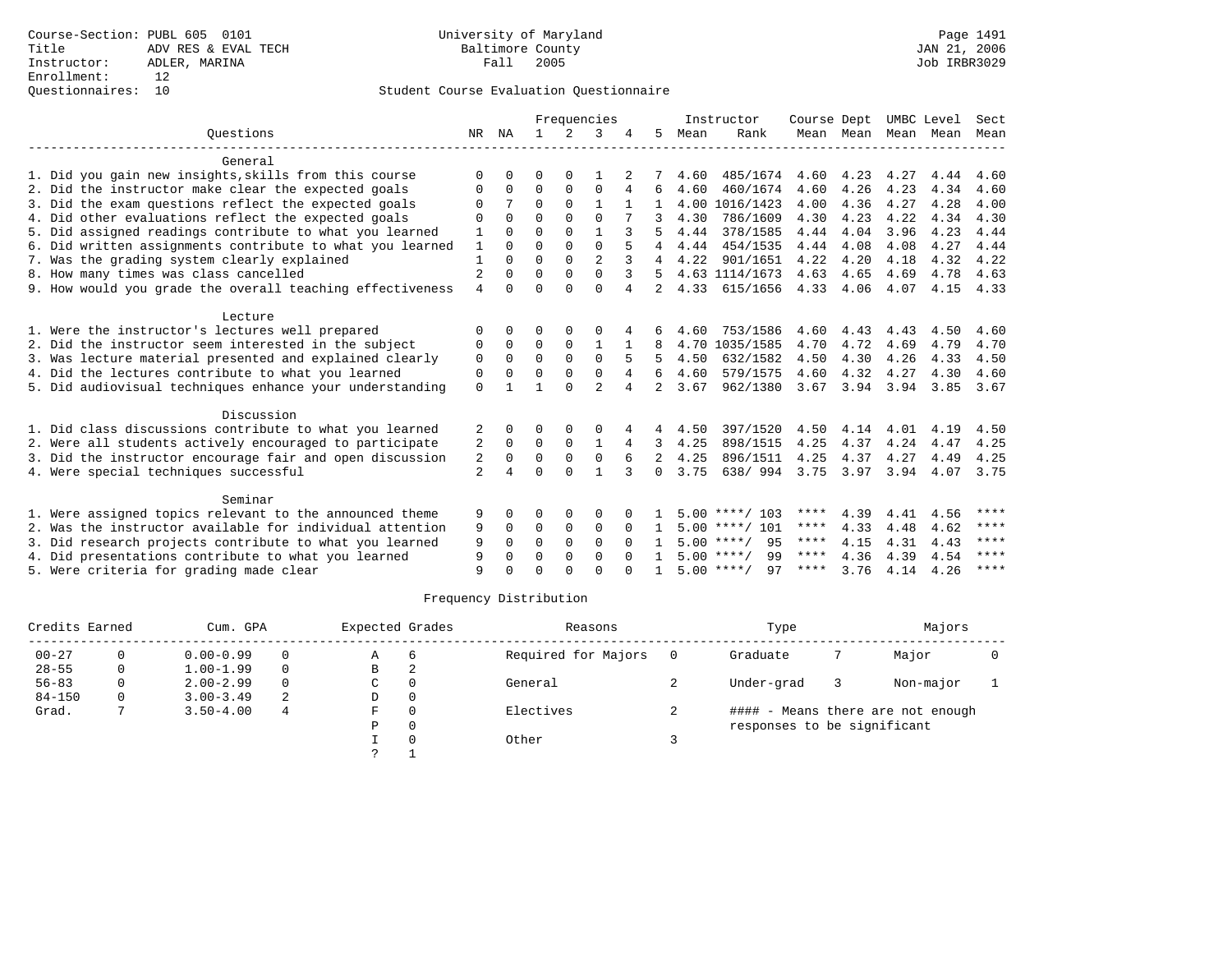Course-Section: PUBL 605 0101
Title: ADV RES & EVAL TECH
Instructor: ADLER, MARINA
Enrollment: 12
Questionnaires: 10

University of Maryland
Baltimore County
Fall 2005

JAN 21, 2006
Job IRBR3029

## Student Course Evaluation Questionnaire

| Questions | NR | NA | 1 | 2 | 3 | 4 | 5 | Instructor Mean | Rank | Course Mean | Dept Mean | UMBC Mean | Level Mean | Sect Mean |
|---|---|---|---|---|---|---|---|---|---|---|---|---|---|---|
| **General** | | | | | | | | | | | | | | |
| 1. Did you gain new insights,skills from this course | 0 | 0 | 0 | 0 | 1 | 2 | 7 | 4.60 | 485/1674 | 4.60 | 4.23 | 4.27 | 4.44 | 4.60 |
| 2. Did the instructor make clear the expected goals | 0 | 0 | 0 | 0 | 0 | 4 | 6 | 4.60 | 460/1674 | 4.60 | 4.26 | 4.23 | 4.34 | 4.60 |
| 3. Did the exam questions reflect the expected goals | 0 | 7 | 0 | 0 | 1 | 1 | 1 | 4.00 | 1016/1423 | 4.00 | 4.36 | 4.27 | 4.28 | 4.00 |
| 4. Did other evaluations reflect the expected goals | 0 | 0 | 0 | 0 | 0 | 7 | 3 | 4.30 | 786/1609 | 4.30 | 4.23 | 4.22 | 4.34 | 4.30 |
| 5. Did assigned readings contribute to what you learned | 1 | 0 | 0 | 0 | 1 | 3 | 5 | 4.44 | 378/1585 | 4.44 | 4.04 | 3.96 | 4.23 | 4.44 |
| 6. Did written assignments contribute to what you learned | 1 | 0 | 0 | 0 | 0 | 5 | 4 | 4.44 | 454/1535 | 4.44 | 4.08 | 4.08 | 4.27 | 4.44 |
| 7. Was the grading system clearly explained | 1 | 0 | 0 | 0 | 2 | 3 | 4 | 4.22 | 901/1651 | 4.22 | 4.20 | 4.18 | 4.32 | 4.22 |
| 8. How many times was class cancelled | 2 | 0 | 0 | 0 | 0 | 3 | 5 | 4.63 | 1114/1673 | 4.63 | 4.65 | 4.69 | 4.78 | 4.63 |
| 9. How would you grade the overall teaching effectiveness | 4 | 0 | 0 | 0 | 0 | 4 | 2 | 4.33 | 615/1656 | 4.33 | 4.06 | 4.07 | 4.15 | 4.33 |
| **Lecture** | | | | | | | | | | | | | | |
| 1. Were the instructor's lectures well prepared | 0 | 0 | 0 | 0 | 0 | 4 | 6 | 4.60 | 753/1586 | 4.60 | 4.43 | 4.43 | 4.50 | 4.60 |
| 2. Did the instructor seem interested in the subject | 0 | 0 | 0 | 0 | 1 | 1 | 8 | 4.70 | 1035/1585 | 4.70 | 4.72 | 4.69 | 4.79 | 4.70 |
| 3. Was lecture material presented and explained clearly | 0 | 0 | 0 | 0 | 0 | 5 | 5 | 4.50 | 632/1582 | 4.50 | 4.30 | 4.26 | 4.33 | 4.50 |
| 4. Did the lectures contribute to what you learned | 0 | 0 | 0 | 0 | 0 | 4 | 6 | 4.60 | 579/1575 | 4.60 | 4.32 | 4.27 | 4.30 | 4.60 |
| 5. Did audiovisual techniques enhance your understanding | 0 | 1 | 1 | 0 | 2 | 4 | 2 | 3.67 | 962/1380 | 3.67 | 3.94 | 3.94 | 3.85 | 3.67 |
| **Discussion** | | | | | | | | | | | | | | |
| 1. Did class discussions contribute to what you learned | 2 | 0 | 0 | 0 | 0 | 4 | 4 | 4.50 | 397/1520 | 4.50 | 4.14 | 4.01 | 4.19 | 4.50 |
| 2. Were all students actively encouraged to participate | 2 | 0 | 0 | 0 | 1 | 4 | 3 | 4.25 | 898/1515 | 4.25 | 4.37 | 4.24 | 4.47 | 4.25 |
| 3. Did the instructor encourage fair and open discussion | 2 | 0 | 0 | 0 | 0 | 6 | 2 | 4.25 | 896/1511 | 4.25 | 4.37 | 4.27 | 4.49 | 4.25 |
| 4. Were special techniques successful | 2 | 4 | 0 | 0 | 1 | 3 | 0 | 3.75 | 638/ 994 | 3.75 | 3.97 | 3.94 | 4.07 | 3.75 |
| **Seminar** | | | | | | | | | | | | | | |
| 1. Were assigned topics relevant to the announced theme | 9 | 0 | 0 | 0 | 0 | 0 | 1 | 5.00 | ****/ 103 | **** | 4.39 | 4.41 | 4.56 | **** |
| 2. Was the instructor available for individual attention | 9 | 0 | 0 | 0 | 0 | 0 | 1 | 5.00 | ****/ 101 | **** | 4.33 | 4.48 | 4.62 | **** |
| 3. Did research projects contribute to what you learned | 9 | 0 | 0 | 0 | 0 | 0 | 1 | 5.00 | ****/ 95 | **** | 4.15 | 4.31 | 4.43 | **** |
| 4. Did presentations contribute to what you learned | 9 | 0 | 0 | 0 | 0 | 0 | 1 | 5.00 | ****/ 99 | **** | 4.36 | 4.39 | 4.54 | **** |
| 5. Were criteria for grading made clear | 9 | 0 | 0 | 0 | 0 | 0 | 1 | 5.00 | ****/ 97 | **** | 3.76 | 4.14 | 4.26 | **** |

### Frequency Distribution

| Credits Earned | | Cum. GPA | | Expected Grades | | Reasons | | Type | | Majors | |
|---|---|---|---|---|---|---|---|---|---|---|---|
| 00-27 | 0 | 0.00-0.99 | 0 | A | 6 | Required for Majors | 0 | Graduate | 7 | Major | 0 |
| 28-55 | 0 | 1.00-1.99 | 0 | B | 2 | | | | | | |
| 56-83 | 0 | 2.00-2.99 | 0 | C | 0 | General | 2 | Under-grad | 3 | Non-major | 1 |
| 84-150 | 0 | 3.00-3.49 | 2 | D | 0 | | | | | | |
| Grad. | 7 | 3.50-4.00 | 4 | F | 0 | Electives | 2 | #### - Means there are not enough responses to be significant | | | |
| | | | | P | 0 | | | | | | |
| | | | | I | 0 | Other | 3 | | | | |
| | | | | ? | 1 | | | | | | |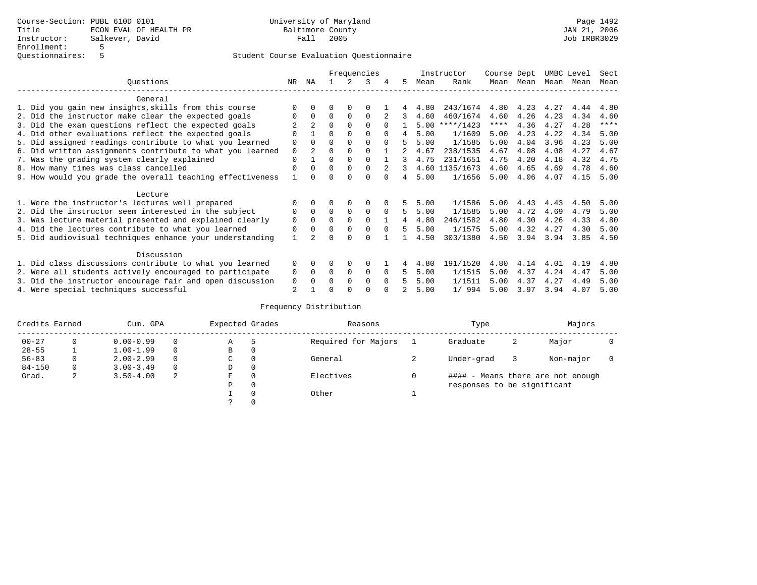Course-Section: PUBL 610D 0101
Title: ECON EVAL OF HEALTH PR
Instructor: Salkever, David
Enrollment: 5
Questionnaires: 5

University of Maryland
Baltimore County
Fall 2005

Page 1492
JAN 21, 2006
Job IRBR3029

## Student Course Evaluation Questionnaire

| Questions | NR | NA | 1 | 2 | 3 | 4 | 5 | Instructor Mean | Rank | Course Mean | Dept Mean | UMBC Mean | Level Mean | Sect Mean |
|---|---|---|---|---|---|---|---|---|---|---|---|---|---|---|
| **General** | | | | | | | | | | | | | | |
| 1. Did you gain new insights,skills from this course | 0 | 0 | 0 | 0 | 0 | 1 | 4 | 4.80 | 243/1674 | 4.80 | 4.23 | 4.27 | 4.44 | 4.80 |
| 2. Did the instructor make clear the expected goals | 0 | 0 | 0 | 0 | 0 | 2 | 3 | 4.60 | 460/1674 | 4.60 | 4.26 | 4.23 | 4.34 | 4.60 |
| 3. Did the exam questions reflect the expected goals | 2 | 2 | 0 | 0 | 0 | 0 | 1 | 5.00 | ****/1423 | **** | 4.36 | 4.27 | 4.28 | **** |
| 4. Did other evaluations reflect the expected goals | 0 | 1 | 0 | 0 | 0 | 0 | 4 | 5.00 | 1/1609 | 5.00 | 4.23 | 4.22 | 4.34 | 5.00 |
| 5. Did assigned readings contribute to what you learned | 0 | 0 | 0 | 0 | 0 | 0 | 5 | 5.00 | 1/1585 | 5.00 | 4.04 | 3.96 | 4.23 | 5.00 |
| 6. Did written assignments contribute to what you learned | 0 | 2 | 0 | 0 | 0 | 1 | 2 | 4.67 | 238/1535 | 4.67 | 4.08 | 4.08 | 4.27 | 4.67 |
| 7. Was the grading system clearly explained | 0 | 1 | 0 | 0 | 0 | 1 | 3 | 4.75 | 231/1651 | 4.75 | 4.20 | 4.18 | 4.32 | 4.75 |
| 8. How many times was class cancelled | 0 | 0 | 0 | 0 | 0 | 2 | 3 | 4.60 | 1135/1673 | 4.60 | 4.65 | 4.69 | 4.78 | 4.60 |
| 9. How would you grade the overall teaching effectiveness | 1 | 0 | 0 | 0 | 0 | 0 | 4 | 5.00 | 1/1656 | 5.00 | 4.06 | 4.07 | 4.15 | 5.00 |
| **Lecture** | | | | | | | | | | | | | | |
| 1. Were the instructor's lectures well prepared | 0 | 0 | 0 | 0 | 0 | 0 | 5 | 5.00 | 1/1586 | 5.00 | 4.43 | 4.43 | 4.50 | 5.00 |
| 2. Did the instructor seem interested in the subject | 0 | 0 | 0 | 0 | 0 | 0 | 5 | 5.00 | 1/1585 | 5.00 | 4.72 | 4.69 | 4.79 | 5.00 |
| 3. Was lecture material presented and explained clearly | 0 | 0 | 0 | 0 | 0 | 1 | 4 | 4.80 | 246/1582 | 4.80 | 4.30 | 4.26 | 4.33 | 4.80 |
| 4. Did the lectures contribute to what you learned | 0 | 0 | 0 | 0 | 0 | 0 | 5 | 5.00 | 1/1575 | 5.00 | 4.32 | 4.27 | 4.30 | 5.00 |
| 5. Did audiovisual techniques enhance your understanding | 1 | 2 | 0 | 0 | 0 | 1 | 1 | 4.50 | 303/1380 | 4.50 | 3.94 | 3.94 | 3.85 | 4.50 |
| **Discussion** | | | | | | | | | | | | | | |
| 1. Did class discussions contribute to what you learned | 0 | 0 | 0 | 0 | 0 | 1 | 4 | 4.80 | 191/1520 | 4.80 | 4.14 | 4.01 | 4.19 | 4.80 |
| 2. Were all students actively encouraged to participate | 0 | 0 | 0 | 0 | 0 | 0 | 5 | 5.00 | 1/1515 | 5.00 | 4.37 | 4.24 | 4.47 | 5.00 |
| 3. Did the instructor encourage fair and open discussion | 0 | 0 | 0 | 0 | 0 | 0 | 5 | 5.00 | 1/1511 | 5.00 | 4.37 | 4.27 | 4.49 | 5.00 |
| 4. Were special techniques successful | 2 | 1 | 0 | 0 | 0 | 0 | 2 | 5.00 | 1/ 994 | 5.00 | 3.97 | 3.94 | 4.07 | 5.00 |

## Frequency Distribution

| Credits Earned | | Cum. GPA | | Expected Grades | | Reasons | | Type | | Majors | |
|---|---|---|---|---|---|---|---|---|---|---|---|
| 00-27 | 0 | 0.00-0.99 | 0 | A | 5 | Required for Majors | 1 | Graduate | 2 | Major | 0 |
| 28-55 | 1 | 1.00-1.99 | 0 | B | 0 | | | | | | |
| 56-83 | 0 | 2.00-2.99 | 0 | C | 0 | General | 2 | Under-grad | 3 | Non-major | 0 |
| 84-150 | 0 | 3.00-3.49 | 0 | D | 0 | | | | | | |
| Grad. | 2 | 3.50-4.00 | 2 | F | 0 | Electives | 0 | #### - Means there are not enough responses to be significant | | | |
| | | | | P | 0 | | | | | | |
| | | | | I | 0 | Other | 1 | | | | |
| | | | | ? | 0 | | | | | | |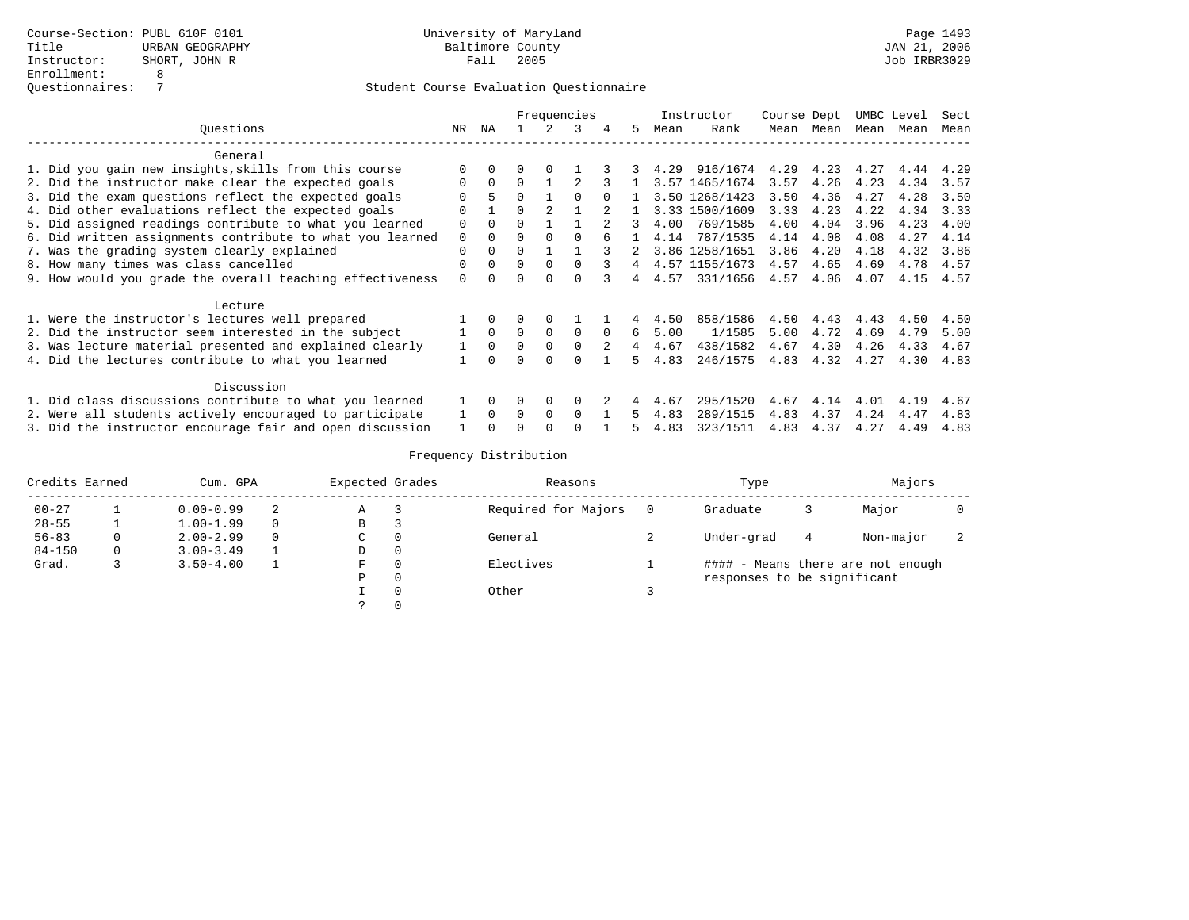Course-Section: PUBL 610F 0101
Title: URBAN GEOGRAPHY
Instructor: SHORT, JOHN R
Enrollment: 8
Questionnaires: 7

University of Maryland
Baltimore County
Fall 2005

JAN 21, 2006
Job IRBR3029

## Student Course Evaluation Questionnaire

| Questions | NR | NA | 1 | 2 | 3 | 4 | 5 | Instructor Mean | Instructor Rank | Course Mean | Dept Mean | UMBC Mean | Level Mean | Sect Mean |
|---|---|---|---|---|---|---|---|---|---|---|---|---|---|---|
| **General** | | | | | | | | | | | | | | |
| 1. Did you gain new insights,skills from this course | 0 | 0 | 0 | 0 | 1 | 3 | 3 | 4.29 | 916/1674 | 4.29 | 4.23 | 4.27 | 4.44 | 4.29 |
| 2. Did the instructor make clear the expected goals | 0 | 0 | 0 | 1 | 2 | 3 | 1 | 3.57 | 1465/1674 | 3.57 | 4.26 | 4.23 | 4.34 | 3.57 |
| 3. Did the exam questions reflect the expected goals | 0 | 5 | 0 | 1 | 0 | 0 | 1 | 3.50 | 1268/1423 | 3.50 | 4.36 | 4.27 | 4.28 | 3.50 |
| 4. Did other evaluations reflect the expected goals | 0 | 1 | 0 | 2 | 1 | 2 | 1 | 3.33 | 1500/1609 | 3.33 | 4.23 | 4.22 | 4.34 | 3.33 |
| 5. Did assigned readings contribute to what you learned | 0 | 0 | 0 | 1 | 1 | 2 | 3 | 4.00 | 769/1585 | 4.00 | 4.04 | 3.96 | 4.23 | 4.00 |
| 6. Did written assignments contribute to what you learned | 0 | 0 | 0 | 0 | 0 | 6 | 1 | 4.14 | 787/1535 | 4.14 | 4.08 | 4.08 | 4.27 | 4.14 |
| 7. Was the grading system clearly explained | 0 | 0 | 0 | 1 | 1 | 3 | 2 | 3.86 | 1258/1651 | 3.86 | 4.20 | 4.18 | 4.32 | 3.86 |
| 8. How many times was class cancelled | 0 | 0 | 0 | 0 | 0 | 3 | 4 | 4.57 | 1155/1673 | 4.57 | 4.65 | 4.69 | 4.78 | 4.57 |
| 9. How would you grade the overall teaching effectiveness | 0 | 0 | 0 | 0 | 0 | 3 | 4 | 4.57 | 331/1656 | 4.57 | 4.06 | 4.07 | 4.15 | 4.57 |
| **Lecture** | | | | | | | | | | | | | | |
| 1. Were the instructor's lectures well prepared | 1 | 0 | 0 | 0 | 1 | 1 | 4 | 4.50 | 858/1586 | 4.50 | 4.43 | 4.43 | 4.50 | 4.50 |
| 2. Did the instructor seem interested in the subject | 1 | 0 | 0 | 0 | 0 | 0 | 6 | 5.00 | 1/1585 | 5.00 | 4.72 | 4.69 | 4.79 | 5.00 |
| 3. Was lecture material presented and explained clearly | 1 | 0 | 0 | 0 | 0 | 2 | 4 | 4.67 | 438/1582 | 4.67 | 4.30 | 4.26 | 4.33 | 4.67 |
| 4. Did the lectures contribute to what you learned | 1 | 0 | 0 | 0 | 0 | 1 | 5 | 4.83 | 246/1575 | 4.83 | 4.32 | 4.27 | 4.30 | 4.83 |
| **Discussion** | | | | | | | | | | | | | | |
| 1. Did class discussions contribute to what you learned | 1 | 0 | 0 | 0 | 0 | 2 | 4 | 4.67 | 295/1520 | 4.67 | 4.14 | 4.01 | 4.19 | 4.67 |
| 2. Were all students actively encouraged to participate | 1 | 0 | 0 | 0 | 0 | 1 | 5 | 4.83 | 289/1515 | 4.83 | 4.37 | 4.24 | 4.47 | 4.83 |
| 3. Did the instructor encourage fair and open discussion | 1 | 0 | 0 | 0 | 0 | 1 | 5 | 4.83 | 323/1511 | 4.83 | 4.37 | 4.27 | 4.49 | 4.83 |

## Frequency Distribution

| Credits Earned | | Cum. GPA | | Expected Grades | | Reasons | | Type | | Majors | |
|---|---|---|---|---|---|---|---|---|---|---|---|
| 00-27 | 1 | 0.00-0.99 | 2 | A | 3 | Required for Majors | 0 | Graduate | 3 | Major | 0 |
| 28-55 | 1 | 1.00-1.99 | 0 | B | 3 | | | | | | |
| 56-83 | 0 | 2.00-2.99 | 0 | C | 0 | General | 2 | Under-grad | 4 | Non-major | 2 |
| 84-150 | 0 | 3.00-3.49 | 1 | D | 0 | | | | | | |
| Grad. | 3 | 3.50-4.00 | 1 | F | 0 | Electives | 1 | | | | |
| | | | | P | 0 | | | | | | |
| | | | | I | 0 | Other | 3 | | | | |
| | | | | ? | 0 | | | | | | |

#### - Means there are not enough responses to be significant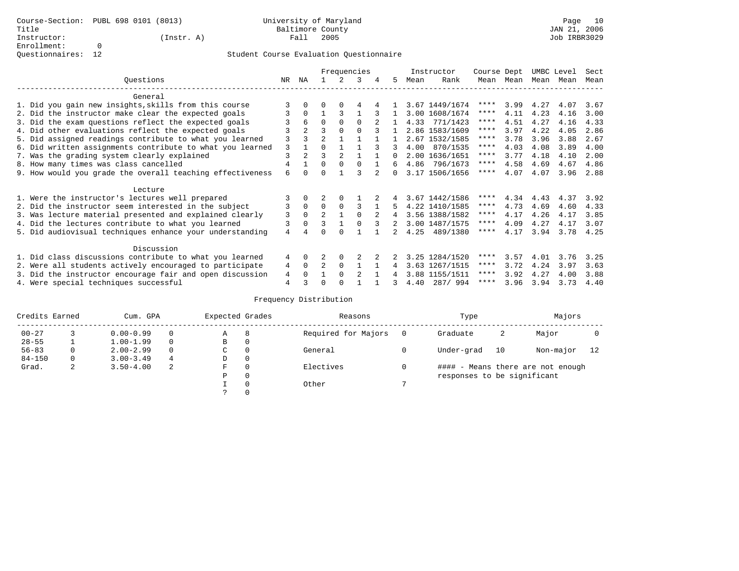Course-Section: PUBL 698 0101 (8013)
Title
Instructor: (Instr. A)
Enrollment: 0
Questionnaires: 12

University of Maryland
Baltimore County
Fall 2005

JAN 21, 2006
Job IRBR3029

## Student Course Evaluation Questionnaire

| Questions | NR | NA | 1 | 2 | 3 | 4 | 5 | Instructor Mean | Instructor Rank | Course Mean | Dept Mean | UMBC Mean | Level Mean | Sect Mean |
|---|---|---|---|---|---|---|---|---|---|---|---|---|---|---|
| **General** | | | | | | | | | | | | | | |
| 1. Did you gain new insights,skills from this course | 3 | 0 | 0 | 0 | 4 | 4 | 1 | 3.67 | 1449/1674 | **** | 3.99 | 4.27 | 4.07 | 3.67 |
| 2. Did the instructor make clear the expected goals | 3 | 0 | 1 | 3 | 1 | 3 | 1 | 3.00 | 1608/1674 | **** | 4.11 | 4.23 | 4.16 | 3.00 |
| 3. Did the exam questions reflect the expected goals | 3 | 6 | 0 | 0 | 0 | 2 | 1 | 4.33 | 771/1423 | **** | 4.51 | 4.27 | 4.16 | 4.33 |
| 4. Did other evaluations reflect the expected goals | 3 | 2 | 3 | 0 | 0 | 3 | 1 | 2.86 | 1583/1609 | **** | 3.97 | 4.22 | 4.05 | 2.86 |
| 5. Did assigned readings contribute to what you learned | 3 | 3 | 2 | 1 | 1 | 1 | 1 | 2.67 | 1532/1585 | **** | 3.78 | 3.96 | 3.88 | 2.67 |
| 6. Did written assignments contribute to what you learned | 3 | 1 | 0 | 1 | 1 | 3 | 3 | 4.00 | 870/1535 | **** | 4.03 | 4.08 | 3.89 | 4.00 |
| 7. Was the grading system clearly explained | 3 | 2 | 3 | 2 | 1 | 1 | 0 | 2.00 | 1636/1651 | **** | 3.77 | 4.18 | 4.10 | 2.00 |
| 8. How many times was class cancelled | 4 | 1 | 0 | 0 | 0 | 1 | 6 | 4.86 | 796/1673 | **** | 4.58 | 4.69 | 4.67 | 4.86 |
| 9. How would you grade the overall teaching effectiveness | 6 | 0 | 0 | 1 | 3 | 2 | 0 | 3.17 | 1506/1656 | **** | 4.07 | 4.07 | 3.96 | 2.88 |
| **Lecture** | | | | | | | | | | | | | | |
| 1. Were the instructor's lectures well prepared | 3 | 0 | 2 | 0 | 1 | 2 | 4 | 3.67 | 1442/1586 | **** | 4.34 | 4.43 | 4.37 | 3.92 |
| 2. Did the instructor seem interested in the subject | 3 | 0 | 0 | 0 | 3 | 1 | 5 | 4.22 | 1410/1585 | **** | 4.73 | 4.69 | 4.60 | 4.33 |
| 3. Was lecture material presented and explained clearly | 3 | 0 | 2 | 1 | 0 | 2 | 4 | 3.56 | 1388/1582 | **** | 4.17 | 4.26 | 4.17 | 3.85 |
| 4. Did the lectures contribute to what you learned | 3 | 0 | 3 | 1 | 0 | 3 | 2 | 3.00 | 1487/1575 | **** | 4.09 | 4.27 | 4.17 | 3.07 |
| 5. Did audiovisual techniques enhance your understanding | 4 | 4 | 0 | 0 | 1 | 1 | 2 | 4.25 | 489/1380 | **** | 4.17 | 3.94 | 3.78 | 4.25 |
| **Discussion** | | | | | | | | | | | | | | |
| 1. Did class discussions contribute to what you learned | 4 | 0 | 2 | 0 | 2 | 2 | 2 | 3.25 | 1284/1520 | **** | 3.57 | 4.01 | 3.76 | 3.25 |
| 2. Were all students actively encouraged to participate | 4 | 0 | 2 | 0 | 1 | 1 | 4 | 3.63 | 1267/1515 | **** | 3.72 | 4.24 | 3.97 | 3.63 |
| 3. Did the instructor encourage fair and open discussion | 4 | 0 | 1 | 0 | 2 | 1 | 4 | 3.88 | 1155/1511 | **** | 3.92 | 4.27 | 4.00 | 3.88 |
| 4. Were special techniques successful | 4 | 3 | 0 | 0 | 1 | 1 | 3 | 4.40 | 287/ 994 | **** | 3.96 | 3.94 | 3.73 | 4.40 |

### Frequency Distribution

| Credits Earned | | Cum. GPA | | Expected Grades | | Reasons | | Type | | Majors | |
|---|---|---|---|---|---|---|---|---|---|---|---|
| 00-27 | 3 | 0.00-0.99 | 0 | A | 8 | Required for Majors | 0 | Graduate | 2 | Major | 0 |
| 28-55 | 1 | 1.00-1.99 | 0 | B | 0 | | | | | | |
| 56-83 | 0 | 2.00-2.99 | 0 | C | 0 | General | 0 | Under-grad | 10 | Non-major | 12 |
| 84-150 | 0 | 3.00-3.49 | 4 | D | 0 | | | | | | |
| Grad. | 2 | 3.50-4.00 | 2 | F | 0 | Electives | 0 | #### - Means there are not enough responses to be significant | | | |
| | | | | P | 0 | | | | | | |
| | | | | I | 0 | Other | 7 | | | | |
| | | | | ? | 0 | | | | | | |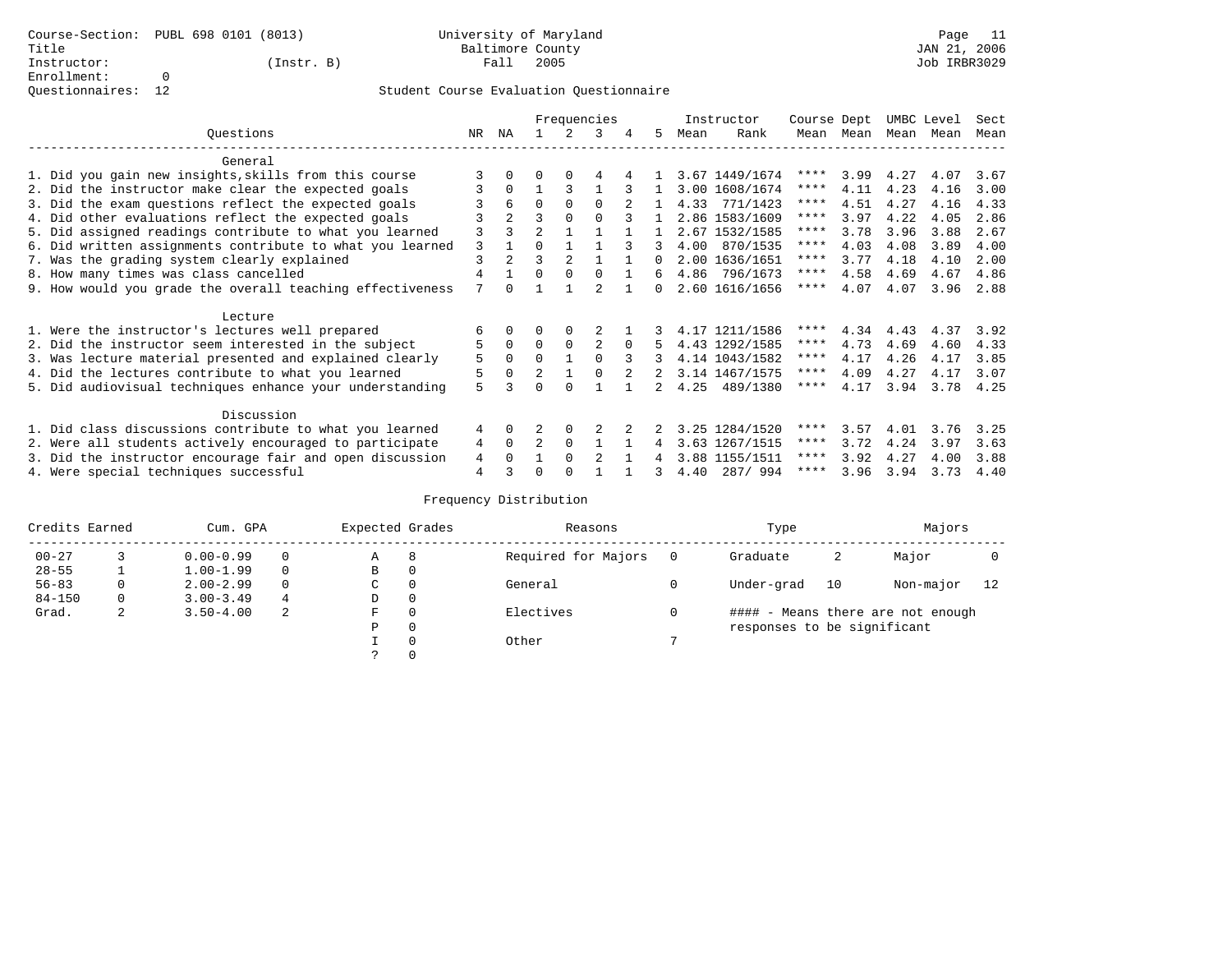Course-Section: PUBL 698 0101 (8013)
Title
Instructor: (Instr. B)
Enrollment: 0
Questionnaires: 12

University of Maryland
Baltimore County
Fall 2005

JAN 21, 2006
Job IRBR3029

## Student Course Evaluation Questionnaire

| Questions | NR | NA | 1 | 2 | 3 | 4 | 5 | Instructor Mean | Instructor Rank | Course Mean | Dept Mean | UMBC Mean | Level Mean | Sect Mean |
|---|---|---|---|---|---|---|---|---|---|---|---|---|---|---|
| **General** | | | | | | | | | | | | | | |
| 1. Did you gain new insights,skills from this course | 3 | 0 | 0 | 0 | 4 | 4 | 1 | 3.67 | 1449/1674 | **** | 3.99 | 4.27 | 4.07 | 3.67 |
| 2. Did the instructor make clear the expected goals | 3 | 0 | 1 | 3 | 1 | 3 | 1 | 3.00 | 1608/1674 | **** | 4.11 | 4.23 | 4.16 | 3.00 |
| 3. Did the exam questions reflect the expected goals | 3 | 6 | 0 | 0 | 0 | 2 | 1 | 4.33 | 771/1423 | **** | 4.51 | 4.27 | 4.16 | 4.33 |
| 4. Did other evaluations reflect the expected goals | 3 | 2 | 3 | 0 | 0 | 3 | 1 | 2.86 | 1583/1609 | **** | 3.97 | 4.22 | 4.05 | 2.86 |
| 5. Did assigned readings contribute to what you learned | 3 | 3 | 2 | 1 | 1 | 1 | 1 | 2.67 | 1532/1585 | **** | 3.78 | 3.96 | 3.88 | 2.67 |
| 6. Did written assignments contribute to what you learned | 3 | 1 | 0 | 1 | 1 | 3 | 3 | 4.00 | 870/1535 | **** | 4.03 | 4.08 | 3.89 | 4.00 |
| 7. Was the grading system clearly explained | 3 | 2 | 3 | 2 | 1 | 1 | 0 | 2.00 | 1636/1651 | **** | 3.77 | 4.18 | 4.10 | 2.00 |
| 8. How many times was class cancelled | 4 | 1 | 0 | 0 | 0 | 1 | 6 | 4.86 | 796/1673 | **** | 4.58 | 4.69 | 4.67 | 4.86 |
| 9. How would you grade the overall teaching effectiveness | 7 | 0 | 1 | 1 | 2 | 1 | 0 | 2.60 | 1616/1656 | **** | 4.07 | 4.07 | 3.96 | 2.88 |
| **Lecture** | | | | | | | | | | | | | | |
| 1. Were the instructor's lectures well prepared | 6 | 0 | 0 | 0 | 2 | 1 | 3 | 4.17 | 1211/1586 | **** | 4.34 | 4.43 | 4.37 | 3.92 |
| 2. Did the instructor seem interested in the subject | 5 | 0 | 0 | 0 | 2 | 0 | 5 | 4.43 | 1292/1585 | **** | 4.73 | 4.69 | 4.60 | 4.33 |
| 3. Was lecture material presented and explained clearly | 5 | 0 | 0 | 1 | 0 | 3 | 3 | 4.14 | 1043/1582 | **** | 4.17 | 4.26 | 4.17 | 3.85 |
| 4. Did the lectures contribute to what you learned | 5 | 0 | 2 | 1 | 0 | 2 | 2 | 3.14 | 1467/1575 | **** | 4.09 | 4.27 | 4.17 | 3.07 |
| 5. Did audiovisual techniques enhance your understanding | 5 | 3 | 0 | 0 | 1 | 1 | 2 | 4.25 | 489/1380 | **** | 4.17 | 3.94 | 3.78 | 4.25 |
| **Discussion** | | | | | | | | | | | | | | |
| 1. Did class discussions contribute to what you learned | 4 | 0 | 2 | 0 | 2 | 2 | 2 | 3.25 | 1284/1520 | **** | 3.57 | 4.01 | 3.76 | 3.25 |
| 2. Were all students actively encouraged to participate | 4 | 0 | 2 | 0 | 1 | 1 | 4 | 3.63 | 1267/1515 | **** | 3.72 | 4.24 | 3.97 | 3.63 |
| 3. Did the instructor encourage fair and open discussion | 4 | 0 | 1 | 0 | 2 | 1 | 4 | 3.88 | 1155/1511 | **** | 3.92 | 4.27 | 4.00 | 3.88 |
| 4. Were special techniques successful | 4 | 3 | 0 | 0 | 1 | 1 | 3 | 4.40 | 287/ 994 | **** | 3.96 | 3.94 | 3.73 | 4.40 |

## Frequency Distribution

| Credits Earned | | Cum. GPA | | Expected Grades | | Reasons | | Type | | Majors | |
|---|---|---|---|---|---|---|---|---|---|---|---|
| 00-27 | 3 | 0.00-0.99 | 0 | A | 8 | Required for Majors | 0 | Graduate | 2 | Major | 0 |
| 28-55 | 1 | 1.00-1.99 | 0 | B | 0 | | | | | | |
| 56-83 | 0 | 2.00-2.99 | 0 | C | 0 | General | 0 | Under-grad | 10 | Non-major | 12 |
| 84-150 | 0 | 3.00-3.49 | 4 | D | 0 | | | | | | |
| Grad. | 2 | 3.50-4.00 | 2 | F | 0 | Electives | 0 | | | | |
| | | | | P | 0 | | | | | | |
| | | | | I | 0 | Other | 7 | | | | |
| | | | | ? | 0 | | | | | | |

#### - Means there are not enough responses to be significant